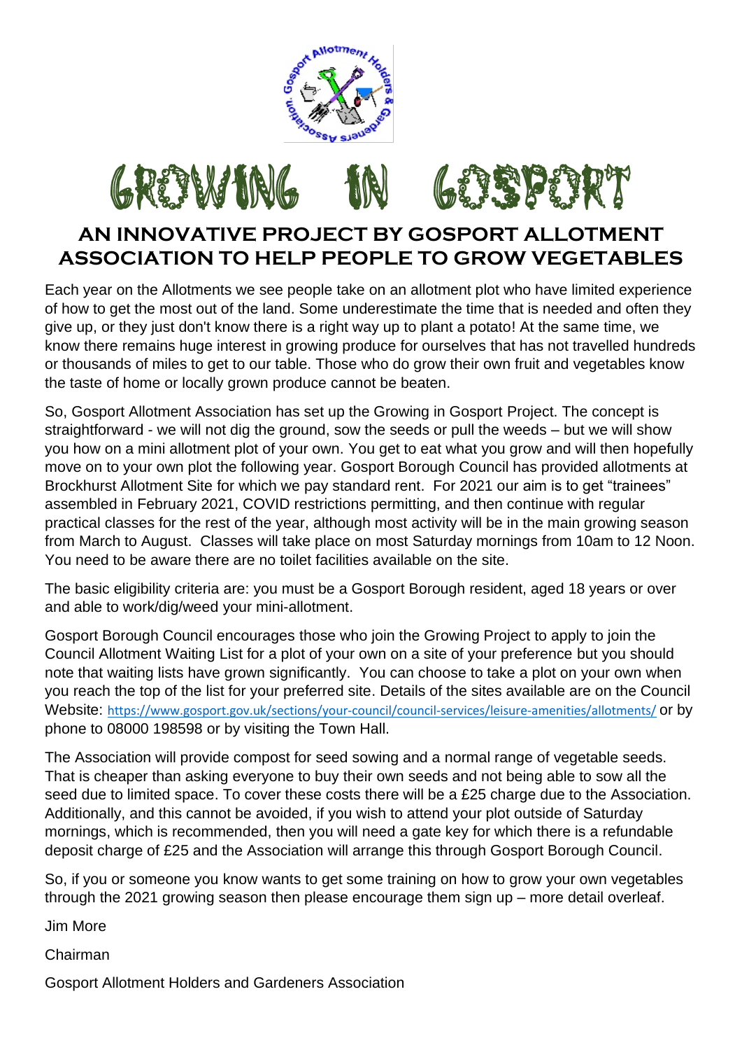# GROWING IN GOSPORT

## AN INNOVATIVE PROJECT BY GOSPORT ALLOTMENT ASSOCIATION TO HELP PEOPLE TO GROW VEGETABLES

Each year on the Allotments we see people take on an allotment plot who have limited experience of how to get the most out of the land. Some underestimate the time that is needed and often they give up, or they just don't know there is a right way up to plant a potato! At the same time, we know there remains huge interest in growing produce for ourselves that has not travelled hundreds or thousands of miles to get to our table. Those who do grow their own fruit and vegetables know the taste of home or locally grown produce cannot be beaten.

So, Gosport Allotment Association has set up the Growing in Gosport Project. The concept is straightforward - we will not dig the ground, sow the seeds or pull the weeds – but we will show you how on a mini allotment plot of your own. You get to eat what you grow and will then hopefully move on to your own plot the following year. Gosport Borough Council has provided allotments at Brockhurst Allotment Site for which we pay standard rent. For 2021 our aim is to get "trainees" assembled in February 2021, COVID restrictions permitting, and then continue with regular practical classes for the rest of the year, although most activity will be in the main growing season from March to August. Classes will take place on most Saturday mornings from 10am to 12 Noon. You need to be aware there are no toilet facilities available on the site.

The basic eligibility criteria are: you must be a Gosport Borough resident, aged 18 years or over and able to work/dig/weed your mini-allotment.

Gosport Borough Council encourages those who join the Growing Project to apply to join the Council Allotment Waiting List for a plot of your own on a site of your preference but you should note that waiting lists have grown significantly. You can choose to take a plot on your own when you reach the top of the list for your preferred site. Details of the sites available are on the Council Website: https://www.gosport.gov.uk/sections/your-council/council-services/leisure-amenities/allotments/ or by phone to 08000 198598 or by visiting the Town Hall.

The Association will provide compost for seed sowing and a normal range of vegetable seeds. That is cheaper than asking everyone to buy their own seeds and not being able to sow all the seed due to limited space. To cover these costs there will be a £25 charge due to the Association. Additionally, and this cannot be avoided, if you wish to attend your plot outside of Saturday mornings, which is recommended, then you will need a gate key for which there is a refundable deposit charge of £25 and the Association will arrange this through Gosport Borough Council.

So, if you or someone you know wants to get some training on how to grow your own vegetables through the 2021 growing season then please encourage them sign up – more detail overleaf.

Jim More

Chairman

Gosport Allotment Holders and Gardeners Association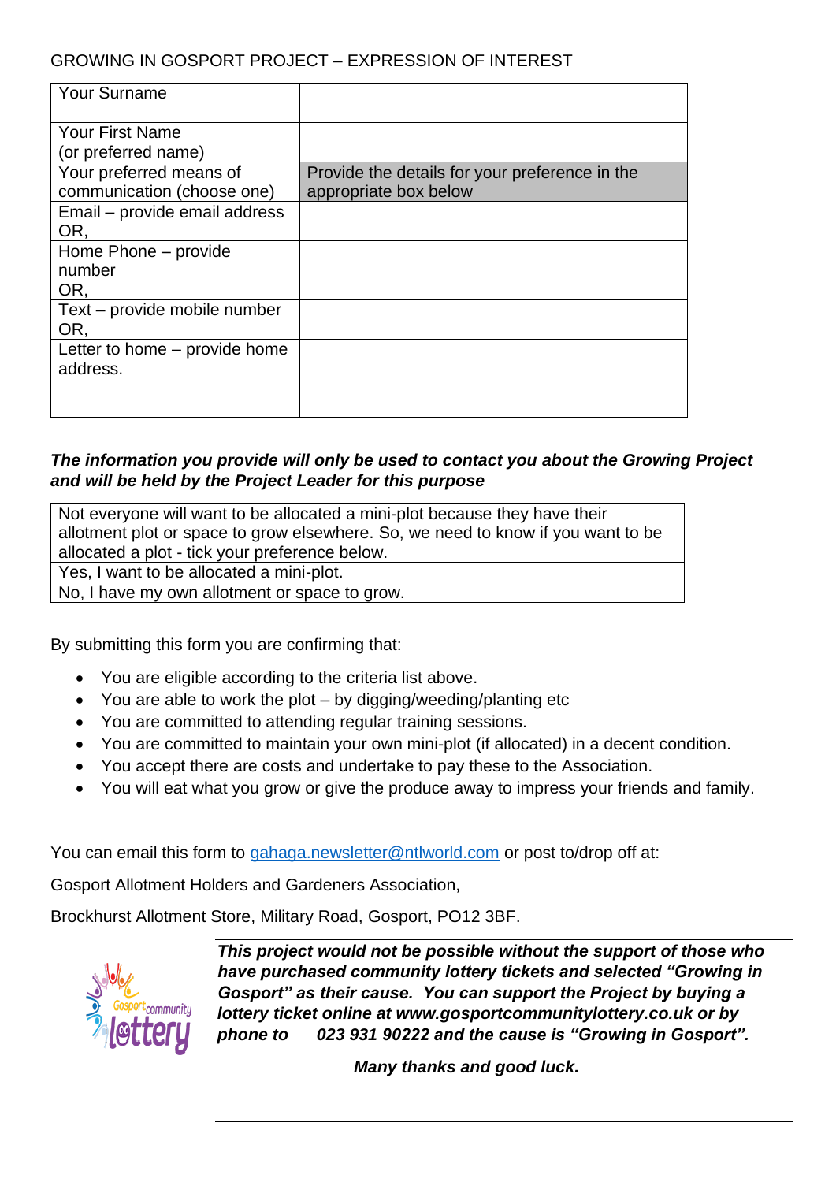GROWING IN GOSPORT PROJECT – EXPRESSION OF INTEREST

| | |
|---|---|
| Your Surname | |
| Your First Name (or preferred name) | |
| Your preferred means of communication (choose one) | Provide the details for your preference in the appropriate box below |
| Email – provide email address OR, | |
| Home Phone – provide number OR, | |
| Text – provide mobile number OR, | |
| Letter to home – provide home address. | |

***The information you provide will only be used to contact you about the Growing Project and will be held by the Project Leader for this purpose***

| | |
|---|---|
| Not everyone will want to be allocated a mini-plot because they have their allotment plot or space to grow elsewhere. So, we need to know if you want to be allocated a plot - tick your preference below. | |
| Yes, I want to be allocated a mini-plot. | |
| No, I have my own allotment or space to grow. | |

By submitting this form you are confirming that:

- You are eligible according to the criteria list above.
- You are able to work the plot – by digging/weeding/planting etc
- You are committed to attending regular training sessions.
- You are committed to maintain your own mini-plot (if allocated) in a decent condition.
- You accept there are costs and undertake to pay these to the Association.
- You will eat what you grow or give the produce away to impress your friends and family.

You can email this form to gahaga.newsletter@ntlworld.com or post to/drop off at:

Gosport Allotment Holders and Gardeners Association,

Brockhurst Allotment Store, Military Road, Gosport, PO12 3BF.

Gosport community lottery

***This project would not be possible without the support of those who have purchased community lottery tickets and selected "Growing in Gosport" as their cause. You can support the Project by buying a lottery ticket online at www.gosportcommunitylottery.co.uk or by phone to 023 931 90222 and the cause is "Growing in Gosport".***

***Many thanks and good luck.***